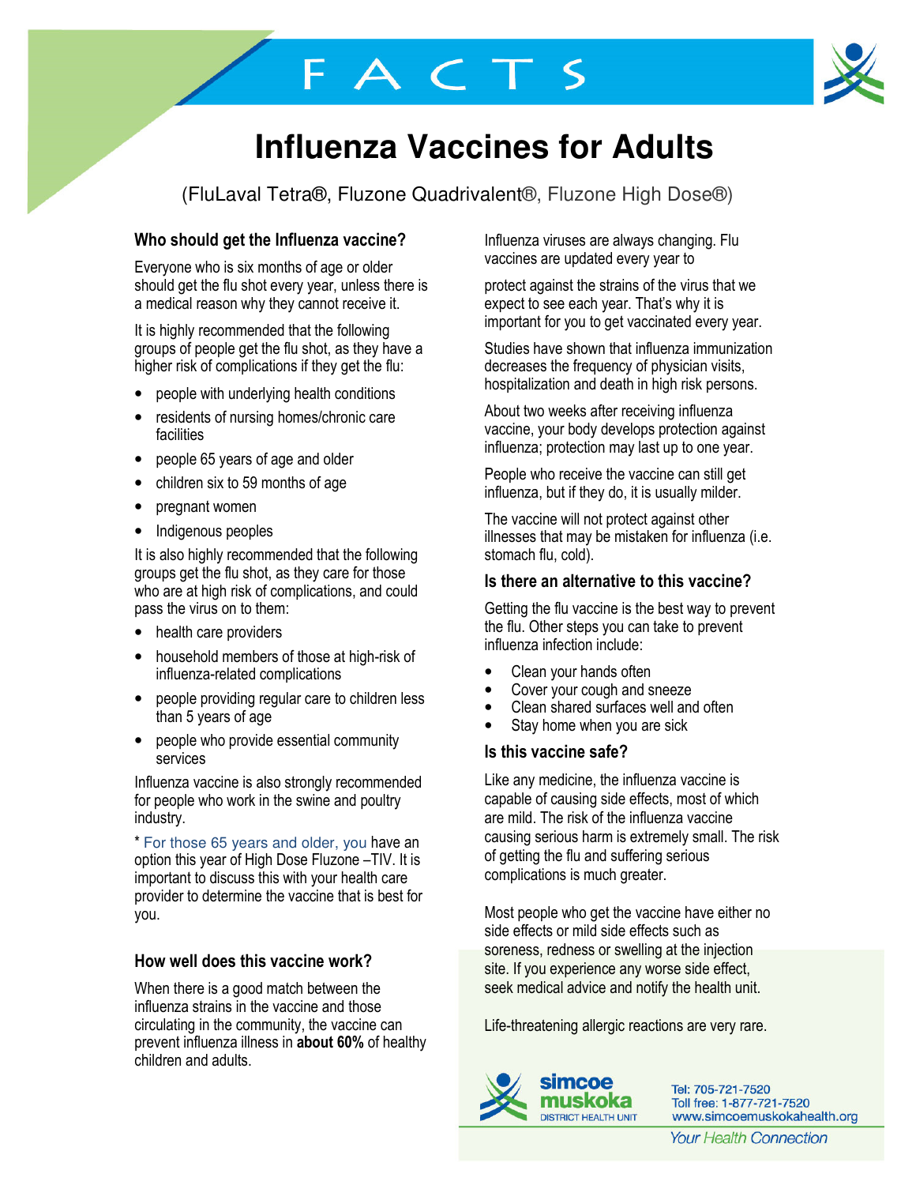# FACTS

# Influenza Vaccines for Adults

(FluLaval Tetra®, Fluzone Quadrivalent®, Fluzone High Dose®)

### Who should get the Influenza vaccine?

Everyone who is six months of age or older should get the flu shot every year, unless there is a medical reason why they cannot receive it.

It is highly recommended that the following groups of people get the flu shot, as they have a higher risk of complications if they get the flu:

- people with underlying health conditions
- residents of nursing homes/chronic care facilities
- people 65 years of age and older
- children six to 59 months of age
- pregnant women
- Indigenous peoples

It is also highly recommended that the following groups get the flu shot, as they care for those who are at high risk of complications, and could pass the virus on to them:

- health care providers
- household members of those at high-risk of influenza-related complications
- people providing regular care to children less than 5 years of age
- people who provide essential community services

Influenza vaccine is also strongly recommended for people who work in the swine and poultry industry.

* For those 65 years and older, you have an option this year of High Dose Fluzone –TIV. It is important to discuss this with your health care provider to determine the vaccine that is best for you.

### How well does this vaccine work?

When there is a good match between the influenza strains in the vaccine and those circulating in the community, the vaccine can prevent influenza illness in **about 60%** of healthy children and adults.

Influenza viruses are always changing. Flu vaccines are updated every year to protect against the strains of the virus that we expect to see each year. That's why it is important for you to get vaccinated every year.

Studies have shown that influenza immunization decreases the frequency of physician visits, hospitalization and death in high risk persons.

About two weeks after receiving influenza vaccine, your body develops protection against influenza; protection may last up to one year.

People who receive the vaccine can still get influenza, but if they do, it is usually milder.

The vaccine will not protect against other illnesses that may be mistaken for influenza (i.e. stomach flu, cold).

### Is there an alternative to this vaccine?

Getting the flu vaccine is the best way to prevent the flu. Other steps you can take to prevent influenza infection include:

- Clean your hands often
- Cover your cough and sneeze
- Clean shared surfaces well and often
- Stay home when you are sick

### Is this vaccine safe?

Like any medicine, the influenza vaccine is capable of causing side effects, most of which are mild. The risk of the influenza vaccine causing serious harm is extremely small. The risk of getting the flu and suffering serious complications is much greater.

Most people who get the vaccine have either no side effects or mild side effects such as soreness, redness or swelling at the injection site. If you experience any worse side effect, seek medical advice and notify the health unit.

Life-threatening allergic reactions are very rare.

simcoe muskoka DISTRICT HEALTH UNIT

Tel: 705-721-7520
Toll free: 1-877-721-7520
www.simcoemuskokahealth.org

*Your Health Connection*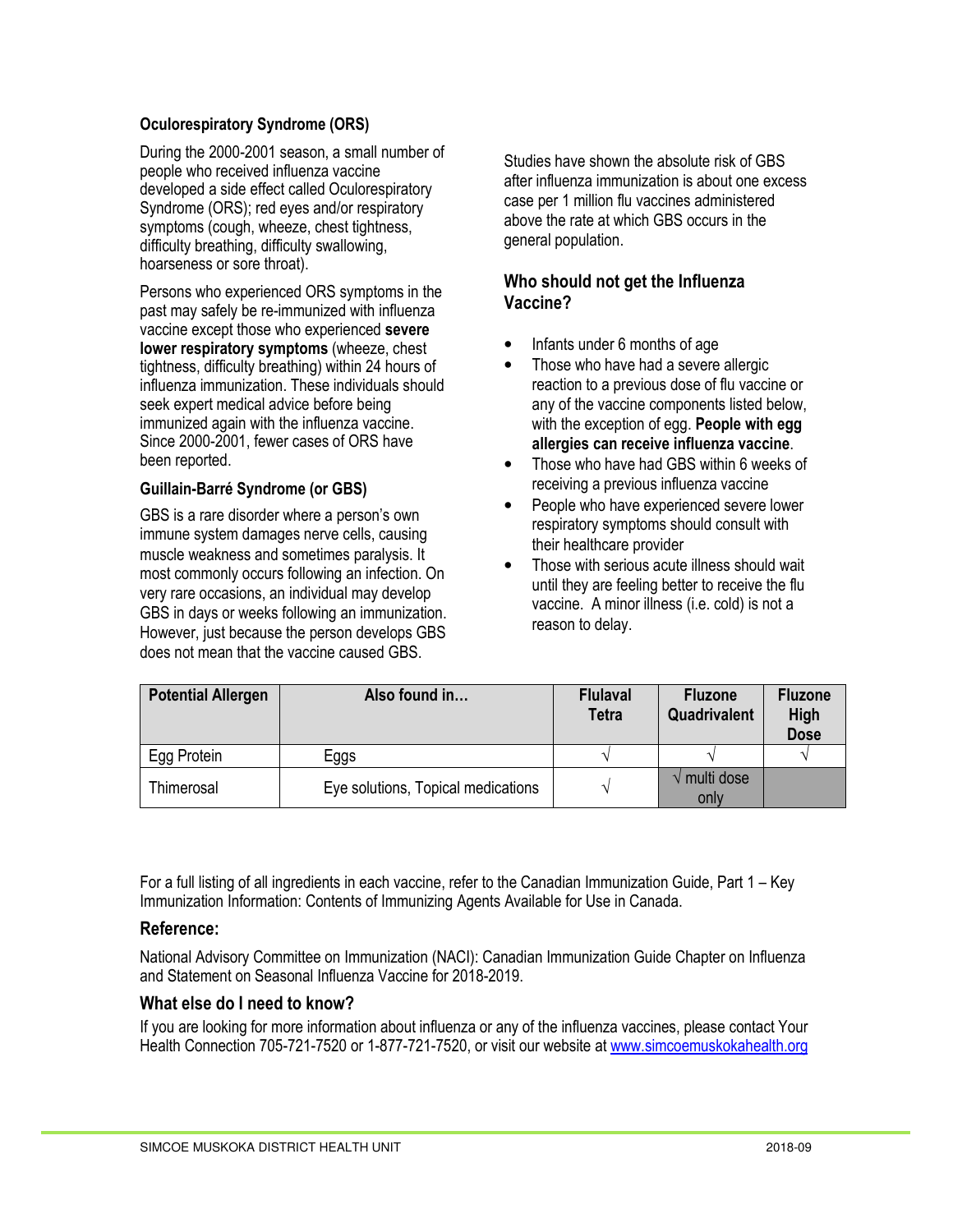### Oculorespiratory Syndrome (ORS)

During the 2000-2001 season, a small number of people who received influenza vaccine developed a side effect called Oculorespiratory Syndrome (ORS); red eyes and/or respiratory symptoms (cough, wheeze, chest tightness, difficulty breathing, difficulty swallowing, hoarseness or sore throat).

Persons who experienced ORS symptoms in the past may safely be re-immunized with influenza vaccine except those who experienced **severe lower respiratory symptoms** (wheeze, chest tightness, difficulty breathing) within 24 hours of influenza immunization. These individuals should seek expert medical advice before being immunized again with the influenza vaccine. Since 2000-2001, fewer cases of ORS have been reported.

### Guillain-Barré Syndrome (or GBS)

GBS is a rare disorder where a person's own immune system damages nerve cells, causing muscle weakness and sometimes paralysis. It most commonly occurs following an infection. On very rare occasions, an individual may develop GBS in days or weeks following an immunization. However, just because the person develops GBS does not mean that the vaccine caused GBS.

Studies have shown the absolute risk of GBS after influenza immunization is about one excess case per 1 million flu vaccines administered above the rate at which GBS occurs in the general population.

## Who should not get the Influenza Vaccine?

- Infants under 6 months of age
- Those who have had a severe allergic reaction to a previous dose of flu vaccine or any of the vaccine components listed below, with the exception of egg. **People with egg allergies can receive influenza vaccine**.
- Those who have had GBS within 6 weeks of receiving a previous influenza vaccine
- People who have experienced severe lower respiratory symptoms should consult with their healthcare provider
- Those with serious acute illness should wait until they are feeling better to receive the flu vaccine. A minor illness (i.e. cold) is not a reason to delay.

| Potential Allergen | Also found in… | Flulaval Tetra | Fluzone Quadrivalent | Fluzone High Dose |
|---|---|---|---|---|
| Egg Protein | Eggs | √ | √ | √ |
| Thimerosal | Eye solutions, Topical medications | √ | √ multi dose only | |

For a full listing of all ingredients in each vaccine, refer to the Canadian Immunization Guide, Part 1 – Key Immunization Information: Contents of Immunizing Agents Available for Use in Canada.

## Reference:

National Advisory Committee on Immunization (NACI): Canadian Immunization Guide Chapter on Influenza and Statement on Seasonal Influenza Vaccine for 2018-2019.

## What else do I need to know?

If you are looking for more information about influenza or any of the influenza vaccines, please contact Your Health Connection 705-721-7520 or 1-877-721-7520, or visit our website at www.simcoemuskokahealth.org